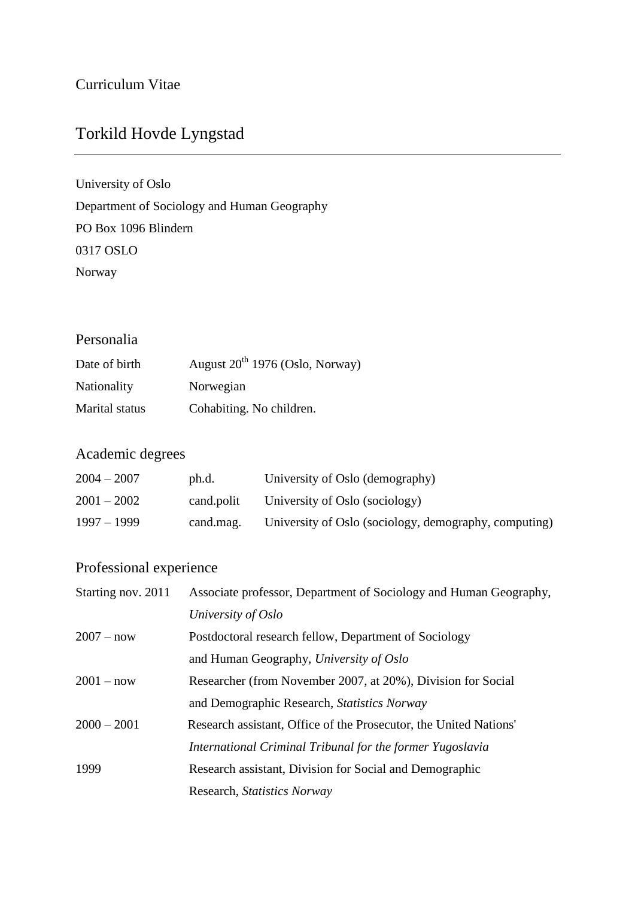Curriculum Vitae

# Torkild Hovde Lyngstad

---

University of Oslo
Department of Sociology and Human Geography
PO Box 1096 Blindern
0317 OSLO
Norway

## Personalia

| | |
|---|---|
| Date of birth | August 20th 1976 (Oslo, Norway) |
| Nationality | Norwegian |
| Marital status | Cohabiting. No children. |

## Academic degrees

| | | |
|---|---|---|
| 2004 – 2007 | ph.d. | University of Oslo (demography) |
| 2001 – 2002 | cand.polit | University of Oslo (sociology) |
| 1997 – 1999 | cand.mag. | University of Oslo (sociology, demography, computing) |

## Professional experience

| | |
|---|---|
| Starting nov. 2011 | Associate professor, Department of Sociology and Human Geography, *University of Oslo* |
| 2007 – now | Postdoctoral research fellow, Department of Sociology and Human Geography, *University of Oslo* |
| 2001 – now | Researcher (from November 2007, at 20%), Division for Social and Demographic Research, *Statistics Norway* |
| 2000 – 2001 | Research assistant, Office of the Prosecutor, the United Nations' *International Criminal Tribunal for the former Yugoslavia* |
| 1999 | Research assistant, Division for Social and Demographic Research, *Statistics Norway* |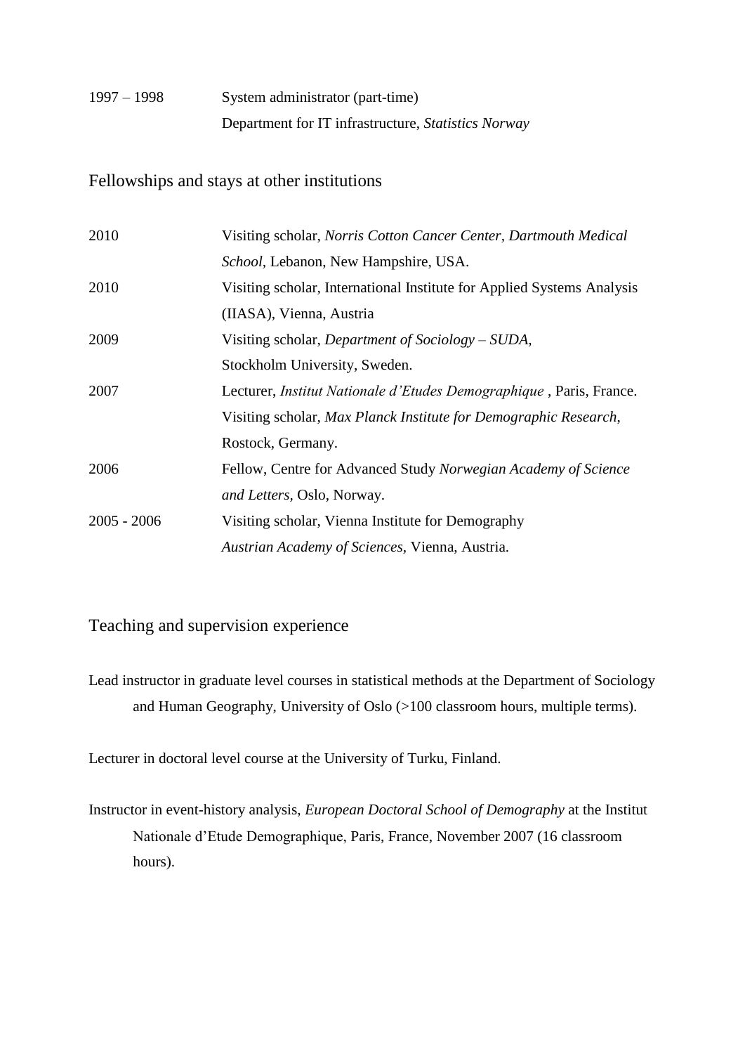1997 – 1998 System administrator (part-time)
Department for IT infrastructure, *Statistics Norway*

## Fellowships and stays at other institutions

| | |
|---|---|
| 2010 | Visiting scholar, *Norris Cotton Cancer Center, Dartmouth Medical School*, Lebanon, New Hampshire, USA. |
| 2010 | Visiting scholar, International Institute for Applied Systems Analysis (IIASA), Vienna, Austria |
| 2009 | Visiting scholar, *Department of Sociology – SUDA*, Stockholm University, Sweden. |
| 2007 | Lecturer, *Institut Nationale d'Etudes Demographique* , Paris, France. Visiting scholar, *Max Planck Institute for Demographic Research*, Rostock, Germany. |
| 2006 | Fellow, Centre for Advanced Study *Norwegian Academy of Science and Letters*, Oslo, Norway. |
| 2005 - 2006 | Visiting scholar, Vienna Institute for Demography *Austrian Academy of Sciences*, Vienna, Austria. |

## Teaching and supervision experience

Lead instructor in graduate level courses in statistical methods at the Department of Sociology and Human Geography, University of Oslo (>100 classroom hours, multiple terms).

Lecturer in doctoral level course at the University of Turku, Finland.

Instructor in event-history analysis, *European Doctoral School of Demography* at the Institut Nationale d'Etude Demographique, Paris, France, November 2007 (16 classroom hours).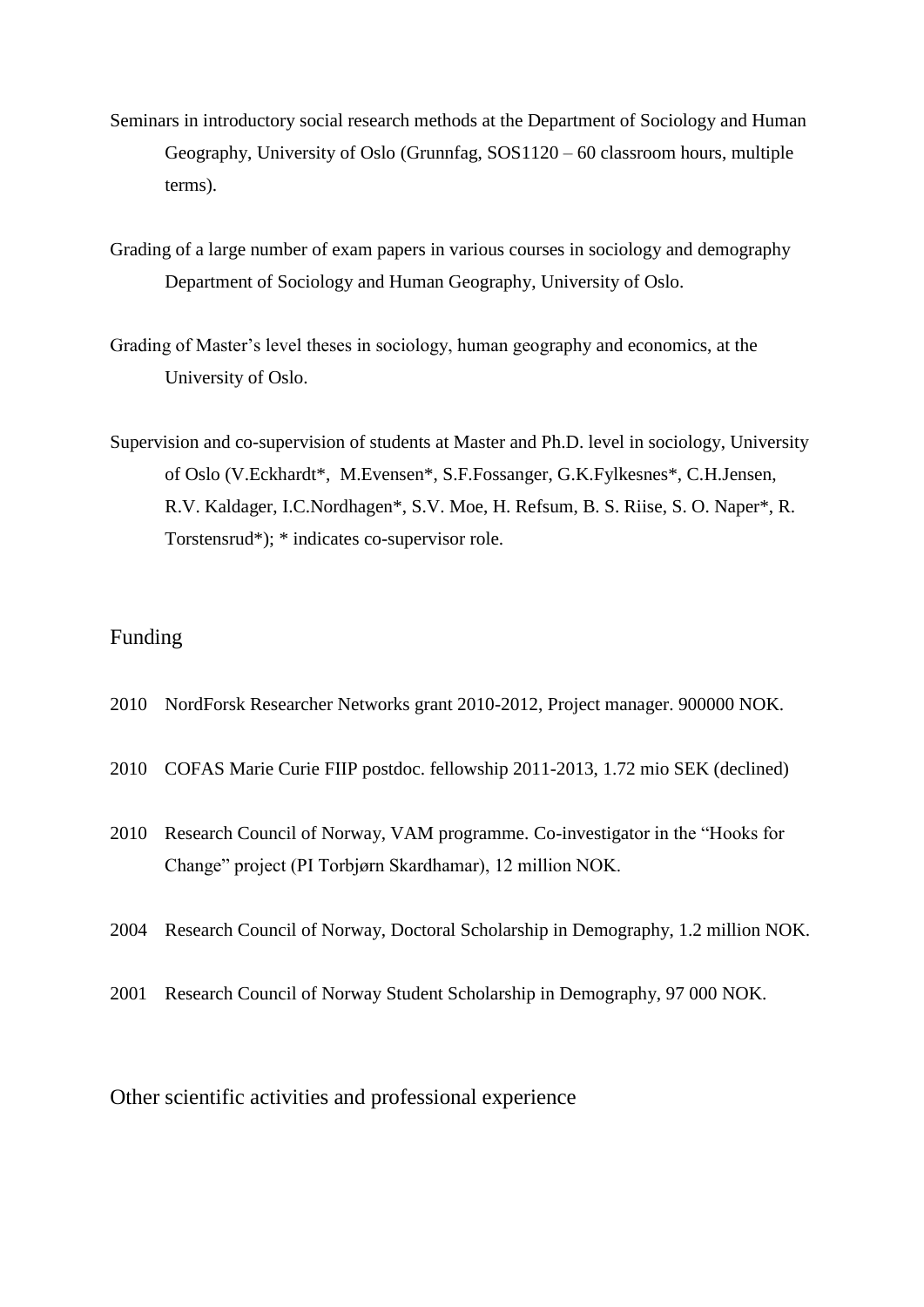Seminars in introductory social research methods at the Department of Sociology and Human Geography, University of Oslo (Grunnfag, SOS1120 – 60 classroom hours, multiple terms).

Grading of a large number of exam papers in various courses in sociology and demography Department of Sociology and Human Geography, University of Oslo.

Grading of Master's level theses in sociology, human geography and economics, at the University of Oslo.

Supervision and co-supervision of students at Master and Ph.D. level in sociology, University of Oslo (V.Eckhardt*, M.Evensen*, S.F.Fossanger, G.K.Fylkesnes*, C.H.Jensen, R.V. Kaldager, I.C.Nordhagen*, S.V. Moe, H. Refsum, B. S. Riise, S. O. Naper*, R. Torstensrud*); * indicates co-supervisor role.

## Funding

2010 NordForsk Researcher Networks grant 2010-2012, Project manager. 900000 NOK.

2010 COFAS Marie Curie FIIP postdoc. fellowship 2011-2013, 1.72 mio SEK (declined)

2010 Research Council of Norway, VAM programme. Co-investigator in the "Hooks for Change" project (PI Torbjørn Skardhamar), 12 million NOK.

2004 Research Council of Norway, Doctoral Scholarship in Demography, 1.2 million NOK.

2001 Research Council of Norway Student Scholarship in Demography, 97 000 NOK.

## Other scientific activities and professional experience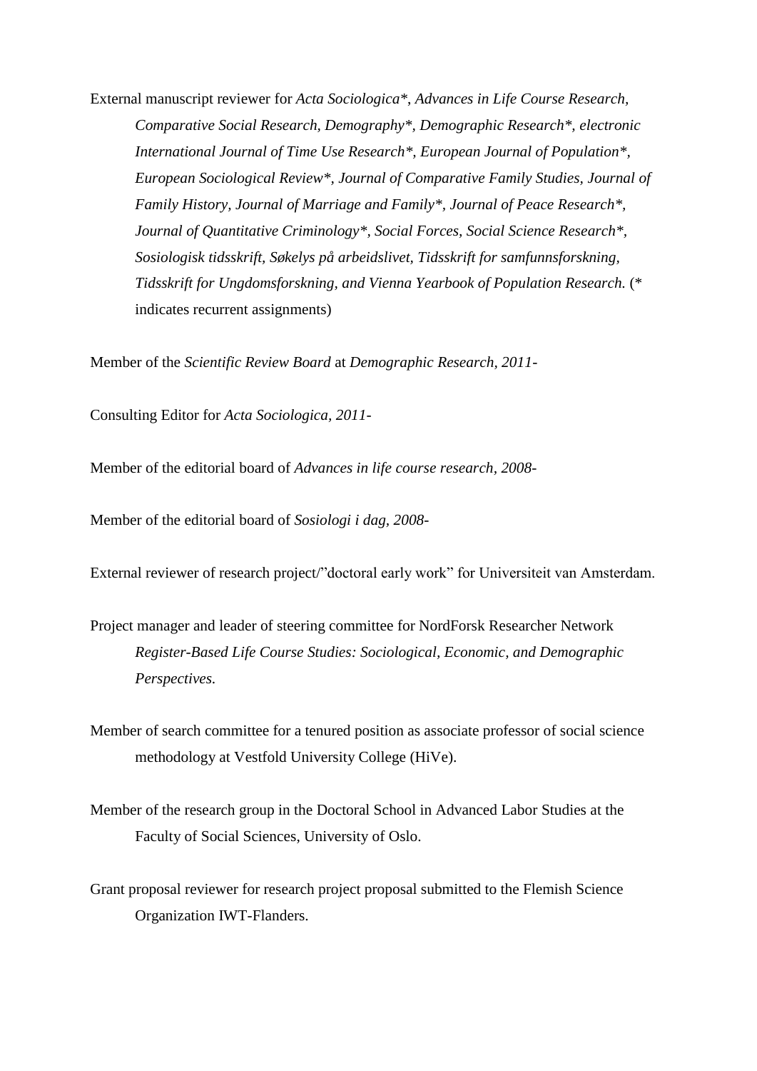External manuscript reviewer for *Acta Sociologica*\*, *Advances in Life Course Research, Comparative Social Research, Demography\*, Demographic Research\*, electronic International Journal of Time Use Research\*, European Journal of Population\*, European Sociological Review\*, Journal of Comparative Family Studies, Journal of Family History, Journal of Marriage and Family\*, Journal of Peace Research\*, Journal of Quantitative Criminology\*, Social Forces, Social Science Research\*, Sosiologisk tidsskrift, Søkelys på arbeidslivet, Tidsskrift for samfunnsforskning, Tidsskrift for Ungdomsforskning, and Vienna Yearbook of Population Research.* (\* indicates recurrent assignments)

Member of the *Scientific Review Board* at *Demographic Research, 2011-*

Consulting Editor for *Acta Sociologica, 2011-*

Member of the editorial board of *Advances in life course research, 2008-*

Member of the editorial board of *Sosiologi i dag, 2008-*

External reviewer of research project/"doctoral early work" for Universiteit van Amsterdam.

Project manager and leader of steering committee for NordForsk Researcher Network *Register-Based Life Course Studies: Sociological, Economic, and Demographic Perspectives.*

Member of search committee for a tenured position as associate professor of social science methodology at Vestfold University College (HiVe).

Member of the research group in the Doctoral School in Advanced Labor Studies at the Faculty of Social Sciences, University of Oslo.

Grant proposal reviewer for research project proposal submitted to the Flemish Science Organization IWT-Flanders.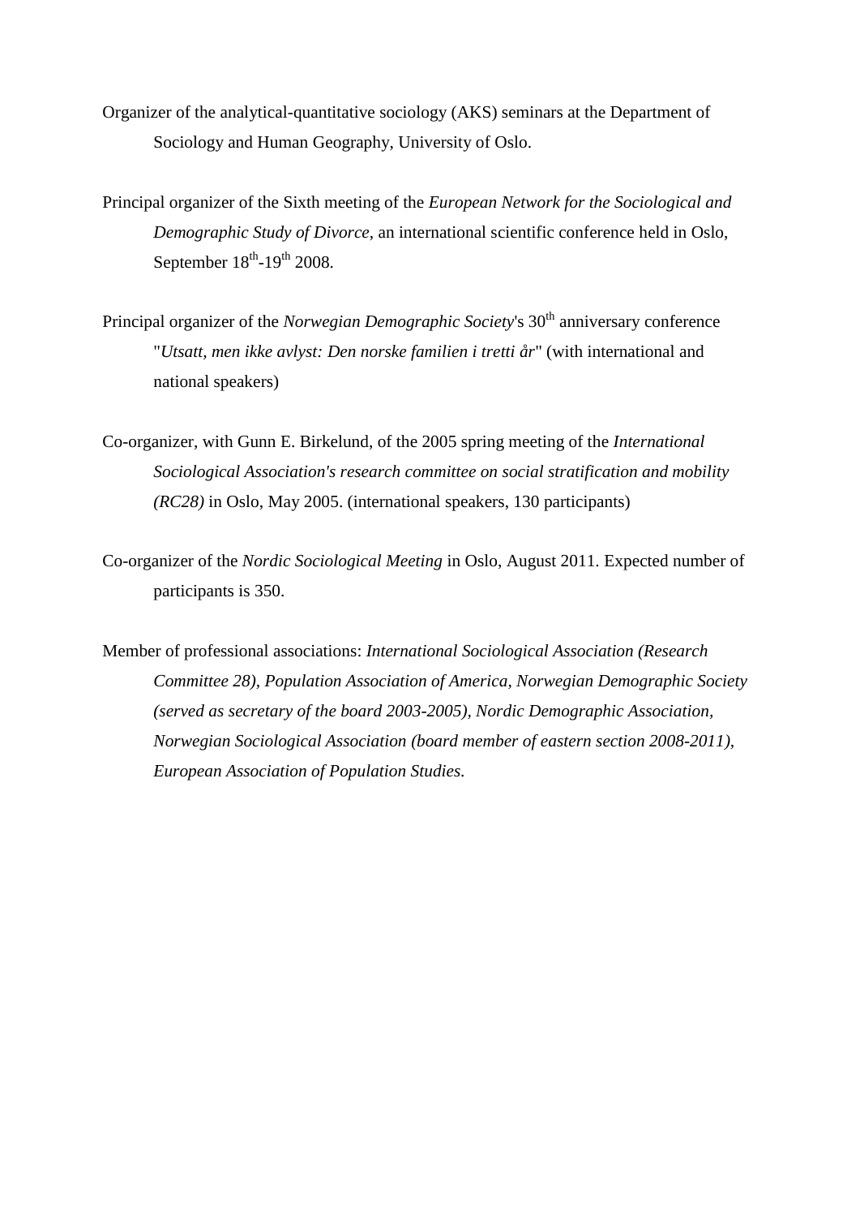Organizer of the analytical-quantitative sociology (AKS) seminars at the Department of Sociology and Human Geography, University of Oslo.

Principal organizer of the Sixth meeting of the *European Network for the Sociological and Demographic Study of Divorce*, an international scientific conference held in Oslo, September 18th-19th 2008.

Principal organizer of the *Norwegian Demographic Society*'s 30th anniversary conference "*Utsatt, men ikke avlyst: Den norske familien i tretti år*" (with international and national speakers)

Co-organizer, with Gunn E. Birkelund, of the 2005 spring meeting of the *International Sociological Association's research committee on social stratification and mobility (RC28)* in Oslo, May 2005. (international speakers, 130 participants)

Co-organizer of the *Nordic Sociological Meeting* in Oslo, August 2011. Expected number of participants is 350.

Member of professional associations: *International Sociological Association (Research Committee 28), Population Association of America, Norwegian Demographic Society (served as secretary of the board 2003-2005), Nordic Demographic Association, Norwegian Sociological Association (board member of eastern section 2008-2011), European Association of Population Studies.*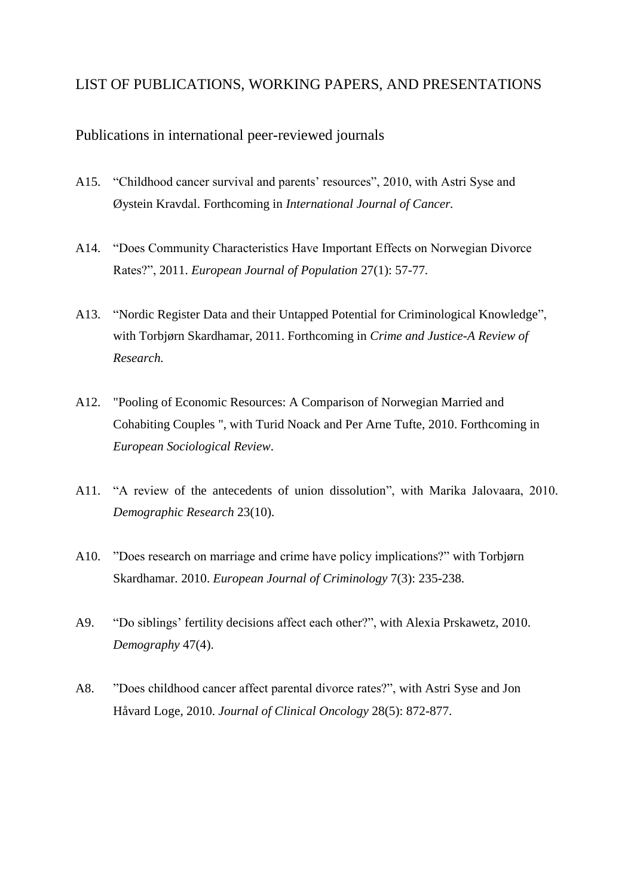# LIST OF PUBLICATIONS, WORKING PAPERS, AND PRESENTATIONS

## Publications in international peer-reviewed journals

A15. "Childhood cancer survival and parents' resources", 2010, with Astri Syse and Øystein Kravdal. Forthcoming in *International Journal of Cancer.*

A14. "Does Community Characteristics Have Important Effects on Norwegian Divorce Rates?", 2011. *European Journal of Population* 27(1): 57-77.

A13. "Nordic Register Data and their Untapped Potential for Criminological Knowledge", with Torbjørn Skardhamar, 2011. Forthcoming in *Crime and Justice-A Review of Research.*

A12. "Pooling of Economic Resources: A Comparison of Norwegian Married and Cohabiting Couples ", with Turid Noack and Per Arne Tufte, 2010. Forthcoming in *European Sociological Review*.

A11. "A review of the antecedents of union dissolution", with Marika Jalovaara, 2010. *Demographic Research* 23(10).

A10. "Does research on marriage and crime have policy implications?" with Torbjørn Skardhamar. 2010. *European Journal of Criminology* 7(3): 235-238.

A9. "Do siblings' fertility decisions affect each other?", with Alexia Prskawetz, 2010. *Demography* 47(4).

A8. "Does childhood cancer affect parental divorce rates?", with Astri Syse and Jon Håvard Loge, 2010. *Journal of Clinical Oncology* 28(5): 872-877.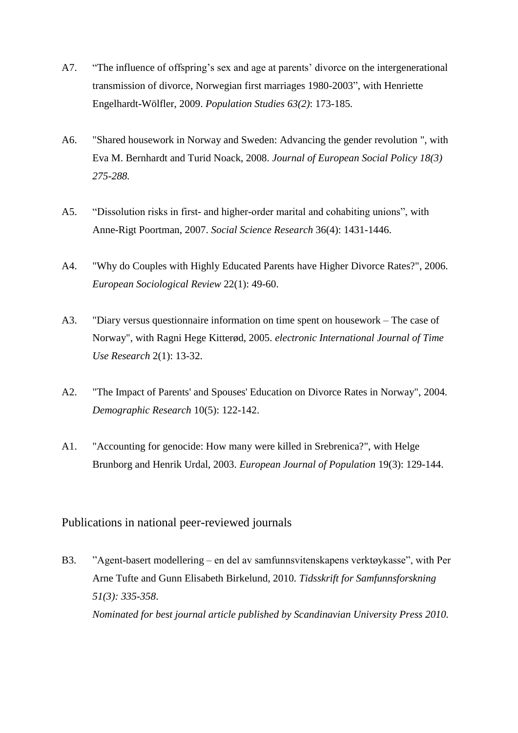A7. “The influence of offspring’s sex and age at parents’ divorce on the intergenerational transmission of divorce, Norwegian first marriages 1980-2003”, with Henriette Engelhardt-Wölfler, 2009. *Population Studies 63(2)*: 173-185.

A6. "Shared housework in Norway and Sweden: Advancing the gender revolution ", with Eva M. Bernhardt and Turid Noack, 2008. *Journal of European Social Policy 18(3) 275-288.*

A5. “Dissolution risks in first- and higher-order marital and cohabiting unions”, with Anne-Rigt Poortman, 2007. *Social Science Research* 36(4): 1431-1446.

A4. "Why do Couples with Highly Educated Parents have Higher Divorce Rates?", 2006. *European Sociological Review* 22(1): 49-60.

A3. "Diary versus questionnaire information on time spent on housework – The case of Norway", with Ragni Hege Kitterød, 2005. *electronic International Journal of Time Use Research* 2(1): 13-32.

A2. "The Impact of Parents' and Spouses' Education on Divorce Rates in Norway", 2004. *Demographic Research* 10(5): 122-142.

A1. "Accounting for genocide: How many were killed in Srebrenica?", with Helge Brunborg and Henrik Urdal, 2003. *European Journal of Population* 19(3): 129-144.

## Publications in national peer-reviewed journals

B3. ”Agent-basert modellering – en del av samfunnsvitenskapens verktøykasse”, with Per Arne Tufte and Gunn Elisabeth Birkelund, 2010. *Tidsskrift for Samfunnsforskning 51(3): 335-358*.
*Nominated for best journal article published by Scandinavian University Press 2010.*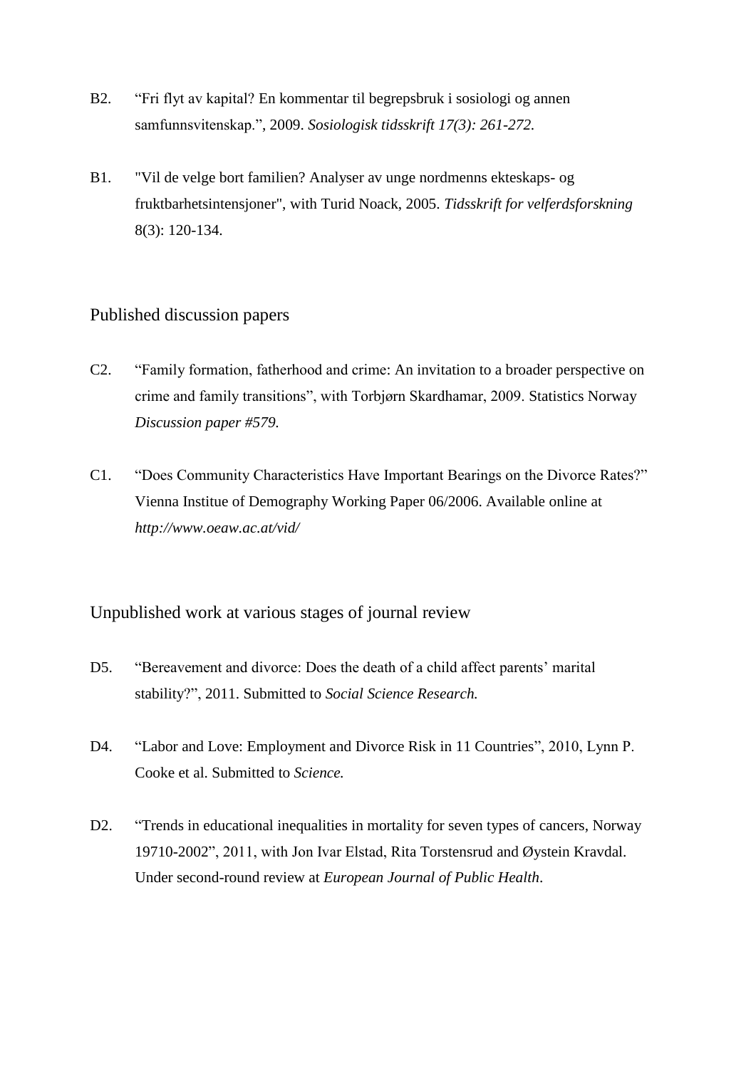B2. “Fri flyt av kapital? En kommentar til begrepsbruk i sosiologi og annen samfunnsvitenskap.”, 2009. *Sosiologisk tidsskrift 17(3): 261-272.*

B1. "Vil de velge bort familien? Analyser av unge nordmenns ekteskaps- og fruktbarhetsintensjoner", with Turid Noack, 2005. *Tidsskrift for velferdsforskning* 8(3): 120-134.

## Published discussion papers

C2. “Family formation, fatherhood and crime: An invitation to a broader perspective on crime and family transitions”, with Torbjørn Skardhamar, 2009. Statistics Norway *Discussion paper #579.*

C1. “Does Community Characteristics Have Important Bearings on the Divorce Rates?” Vienna Institue of Demography Working Paper 06/2006. Available online at *http://www.oeaw.ac.at/vid/*

## Unpublished work at various stages of journal review

D5. “Bereavement and divorce: Does the death of a child affect parents’ marital stability?”, 2011. Submitted to *Social Science Research.*

D4. “Labor and Love: Employment and Divorce Risk in 11 Countries”, 2010, Lynn P. Cooke et al. Submitted to *Science.*

D2. “Trends in educational inequalities in mortality for seven types of cancers, Norway 19710-2002”, 2011, with Jon Ivar Elstad, Rita Torstensrud and Øystein Kravdal. Under second-round review at *European Journal of Public Health*.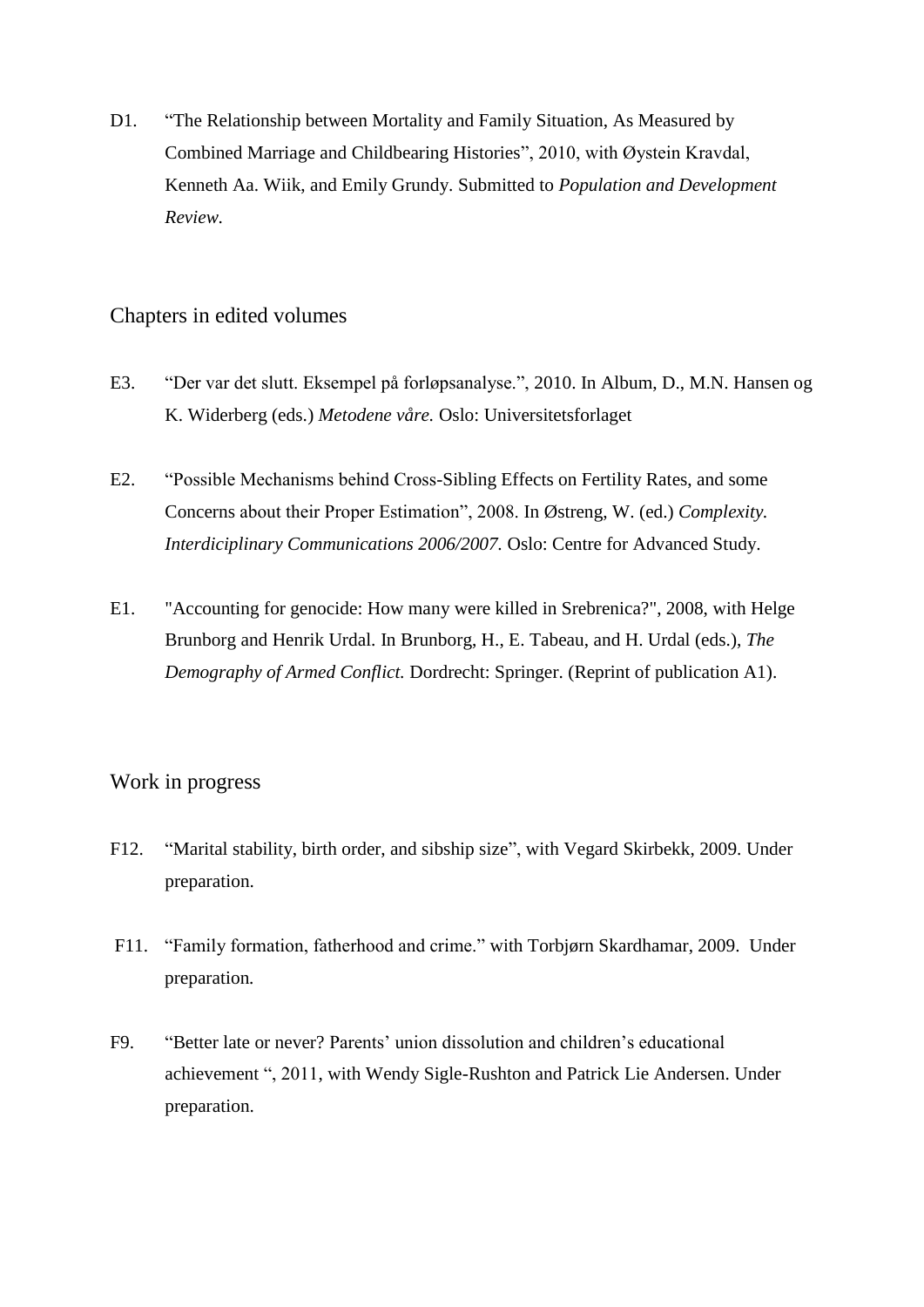D1. "The Relationship between Mortality and Family Situation, As Measured by Combined Marriage and Childbearing Histories", 2010, with Øystein Kravdal, Kenneth Aa. Wiik, and Emily Grundy. Submitted to *Population and Development Review.*

## Chapters in edited volumes

E3. "Der var det slutt. Eksempel på forløpsanalyse.", 2010. In Album, D., M.N. Hansen og K. Widerberg (eds.) *Metodene våre.* Oslo: Universitetsforlaget

E2. "Possible Mechanisms behind Cross-Sibling Effects on Fertility Rates, and some Concerns about their Proper Estimation", 2008. In Østreng, W. (ed.) *Complexity. Interdiciplinary Communications 2006/2007.* Oslo: Centre for Advanced Study.

E1. "Accounting for genocide: How many were killed in Srebrenica?", 2008, with Helge Brunborg and Henrik Urdal. In Brunborg, H., E. Tabeau, and H. Urdal (eds.), *The Demography of Armed Conflict.* Dordrecht: Springer. (Reprint of publication A1).

## Work in progress

F12. "Marital stability, birth order, and sibship size", with Vegard Skirbekk, 2009. Under preparation.

F11. "Family formation, fatherhood and crime." with Torbjørn Skardhamar, 2009. Under preparation.

F9. "Better late or never? Parents' union dissolution and children's educational achievement ", 2011, with Wendy Sigle-Rushton and Patrick Lie Andersen. Under preparation.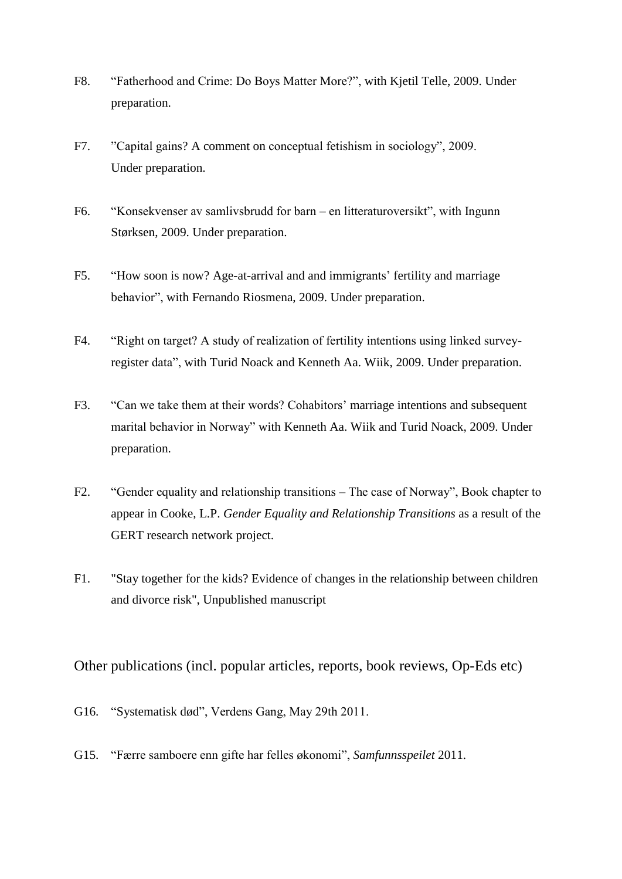F8. "Fatherhood and Crime: Do Boys Matter More?", with Kjetil Telle, 2009. Under preparation.

F7. "Capital gains? A comment on conceptual fetishism in sociology", 2009. Under preparation.

F6. "Konsekvenser av samlivsbrudd for barn – en litteraturoversikt", with Ingunn Størksen, 2009. Under preparation.

F5. "How soon is now? Age-at-arrival and and immigrants' fertility and marriage behavior", with Fernando Riosmena, 2009. Under preparation.

F4. "Right on target? A study of realization of fertility intentions using linked survey-register data", with Turid Noack and Kenneth Aa. Wiik, 2009. Under preparation.

F3. "Can we take them at their words? Cohabitors' marriage intentions and subsequent marital behavior in Norway" with Kenneth Aa. Wiik and Turid Noack, 2009. Under preparation.

F2. "Gender equality and relationship transitions – The case of Norway", Book chapter to appear in Cooke, L.P. *Gender Equality and Relationship Transitions* as a result of the GERT research network project.

F1. "Stay together for the kids? Evidence of changes in the relationship between children and divorce risk", Unpublished manuscript

## Other publications (incl. popular articles, reports, book reviews, Op-Eds etc)

G16. "Systematisk død", Verdens Gang, May 29th 2011.

G15. "Færre samboere enn gifte har felles økonomi", *Samfunnsspeilet* 2011.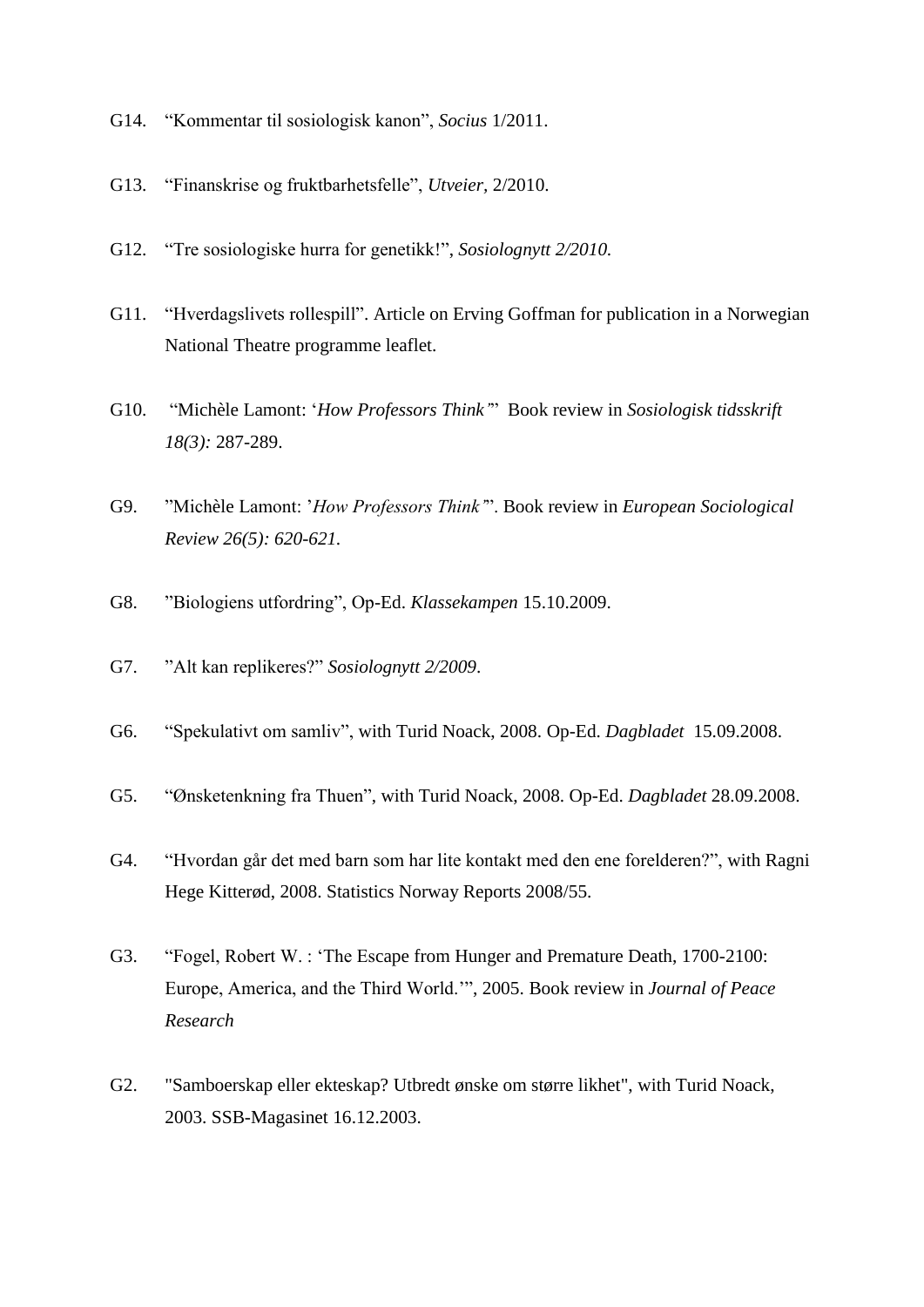G14. "Kommentar til sosiologisk kanon", *Socius* 1/2011.

G13. "Finanskrise og fruktbarhetsfelle", *Utveier*, 2/2010.

G12. "Tre sosiologiske hurra for genetikk!", *Sosiolognytt 2/2010.*

G11. "Hverdagslivets rollespill". Article on Erving Goffman for publication in a Norwegian National Theatre programme leaflet.

G10. "Michèle Lamont: '*How Professors Think'*" Book review in *Sosiologisk tidsskrift 18(3):* 287-289.

G9. "Michèle Lamont: '*How Professors Think'*". Book review in *European Sociological Review 26(5): 620-621.*

G8. "Biologiens utfordring", Op-Ed. *Klassekampen* 15.10.2009.

G7. "Alt kan replikeres?" *Sosiolognytt 2/2009*.

G6. "Spekulativt om samliv", with Turid Noack, 2008. Op-Ed. *Dagbladet* 15.09.2008.

G5. "Ønsketenkning fra Thuen", with Turid Noack, 2008. Op-Ed. *Dagbladet* 28.09.2008.

G4. "Hvordan går det med barn som har lite kontakt med den ene forelderen?", with Ragni Hege Kitterød, 2008. Statistics Norway Reports 2008/55.

G3. "Fogel, Robert W. : 'The Escape from Hunger and Premature Death, 1700-2100: Europe, America, and the Third World.'", 2005. Book review in *Journal of Peace Research*

G2. "Samboerskap eller ekteskap? Utbredt ønske om større likhet", with Turid Noack, 2003. SSB-Magasinet 16.12.2003.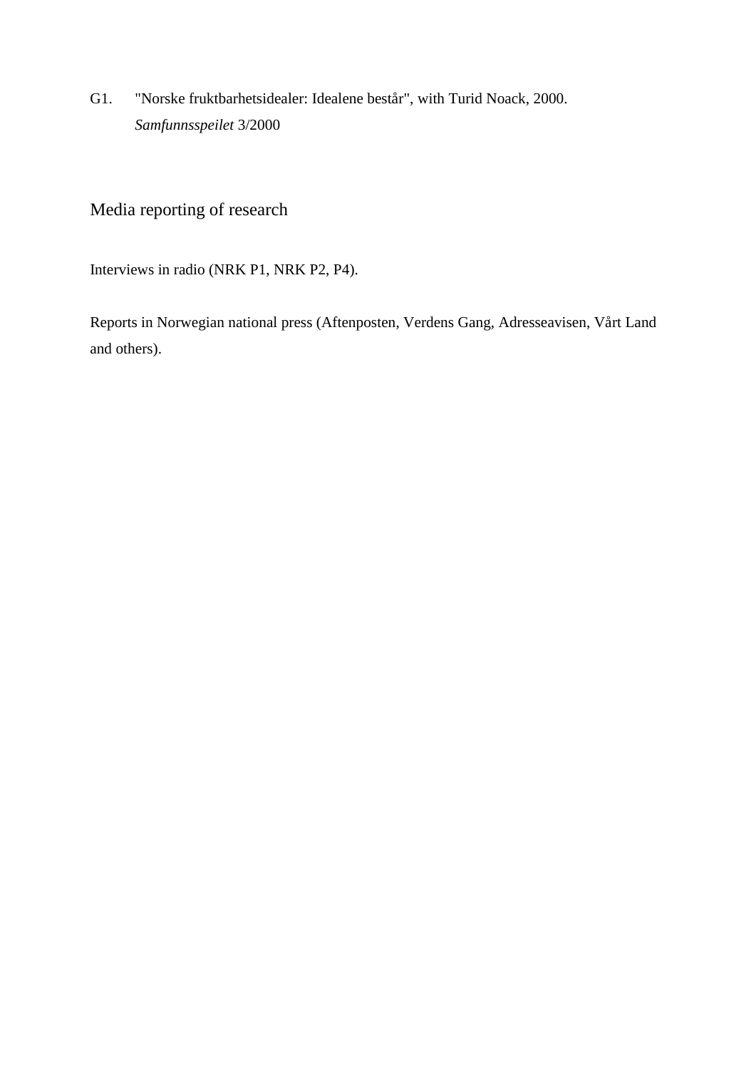G1. "Norske fruktbarhetsidealer: Idealene består", with Turid Noack, 2000. *Samfunnsspeilet* 3/2000

## Media reporting of research

Interviews in radio (NRK P1, NRK P2, P4).

Reports in Norwegian national press (Aftenposten, Verdens Gang, Adresseavisen, Vårt Land and others).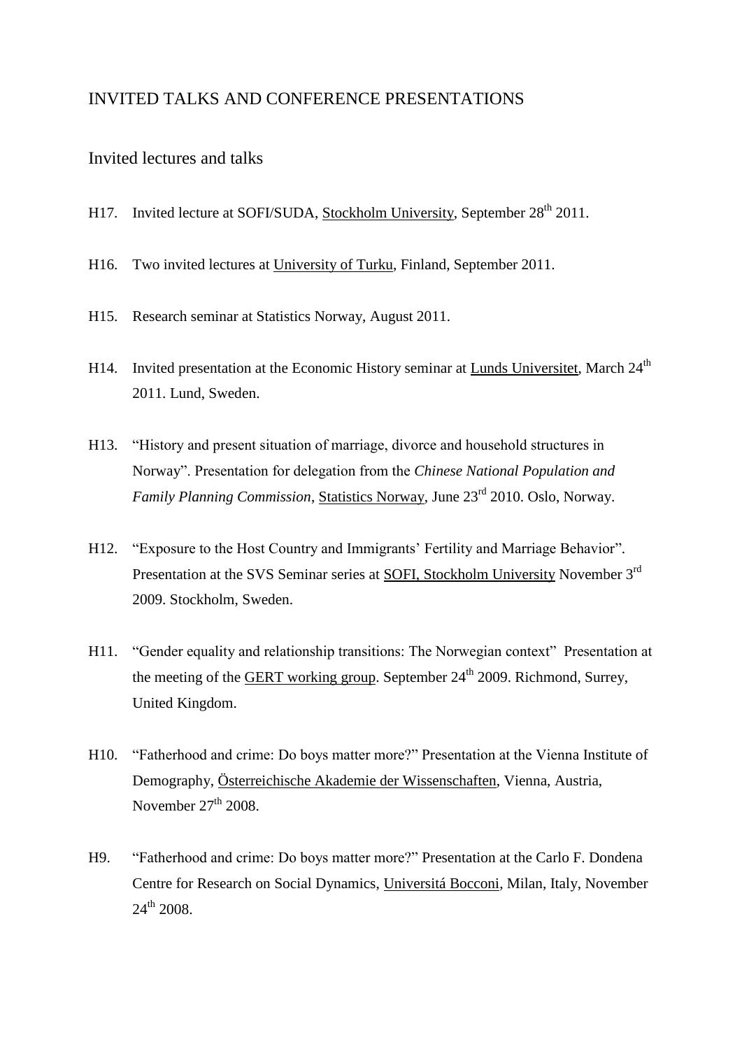# INVITED TALKS AND CONFERENCE PRESENTATIONS

## Invited lectures and talks

H17. Invited lecture at SOFI/SUDA, Stockholm University, September 28th 2011.

H16. Two invited lectures at University of Turku, Finland, September 2011.

H15. Research seminar at Statistics Norway, August 2011.

H14. Invited presentation at the Economic History seminar at Lunds Universitet, March 24th 2011. Lund, Sweden.

H13. "History and present situation of marriage, divorce and household structures in Norway". Presentation for delegation from the *Chinese National Population and Family Planning Commission*, Statistics Norway, June 23rd 2010. Oslo, Norway.

H12. "Exposure to the Host Country and Immigrants' Fertility and Marriage Behavior". Presentation at the SVS Seminar series at SOFI, Stockholm University November 3rd 2009. Stockholm, Sweden.

H11. "Gender equality and relationship transitions: The Norwegian context" Presentation at the meeting of the GERT working group. September 24th 2009. Richmond, Surrey, United Kingdom.

H10. "Fatherhood and crime: Do boys matter more?" Presentation at the Vienna Institute of Demography, Österreichische Akademie der Wissenschaften, Vienna, Austria, November 27th 2008.

H9. "Fatherhood and crime: Do boys matter more?" Presentation at the Carlo F. Dondena Centre for Research on Social Dynamics, Universitá Bocconi, Milan, Italy, November 24th 2008.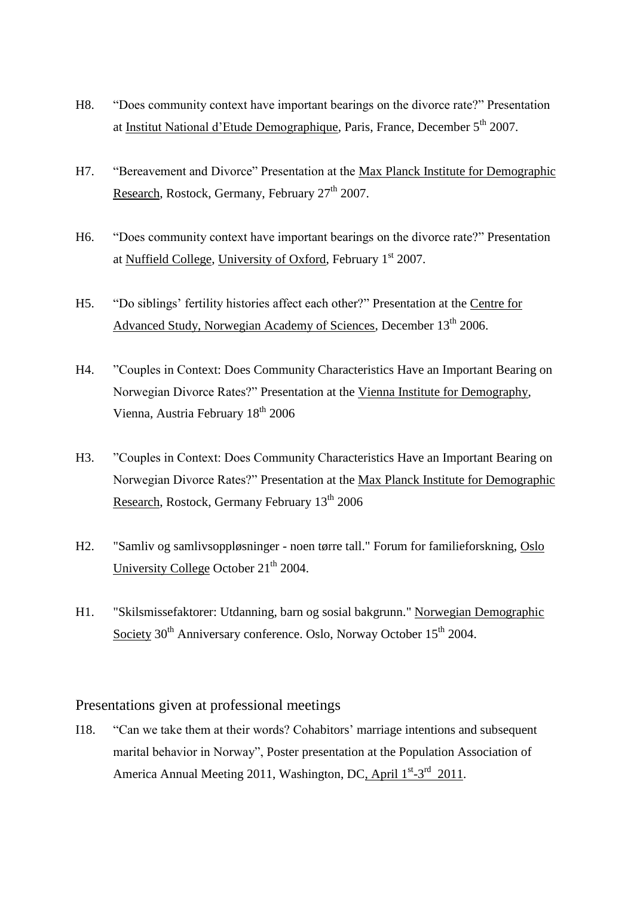H8. "Does community context have important bearings on the divorce rate?" Presentation at Institut National d'Etude Demographique, Paris, France, December 5th 2007.

H7. "Bereavement and Divorce" Presentation at the Max Planck Institute for Demographic Research, Rostock, Germany, February 27th 2007.

H6. "Does community context have important bearings on the divorce rate?" Presentation at Nuffield College, University of Oxford, February 1st 2007.

H5. "Do siblings' fertility histories affect each other?" Presentation at the Centre for Advanced Study, Norwegian Academy of Sciences, December 13th 2006.

H4. "Couples in Context: Does Community Characteristics Have an Important Bearing on Norwegian Divorce Rates?" Presentation at the Vienna Institute for Demography, Vienna, Austria February 18th 2006

H3. "Couples in Context: Does Community Characteristics Have an Important Bearing on Norwegian Divorce Rates?" Presentation at the Max Planck Institute for Demographic Research, Rostock, Germany February 13th 2006

H2. "Samliv og samlivsoppløsninger - noen tørre tall." Forum for familieforskning, Oslo University College October 21th 2004.

H1. "Skilsmissefaktorer: Utdanning, barn og sosial bakgrunn." Norwegian Demographic Society 30th Anniversary conference. Oslo, Norway October 15th 2004.

## Presentations given at professional meetings

I18. "Can we take them at their words? Cohabitors' marriage intentions and subsequent marital behavior in Norway", Poster presentation at the Population Association of America Annual Meeting 2011, Washington, DC, April 1st-3rd 2011.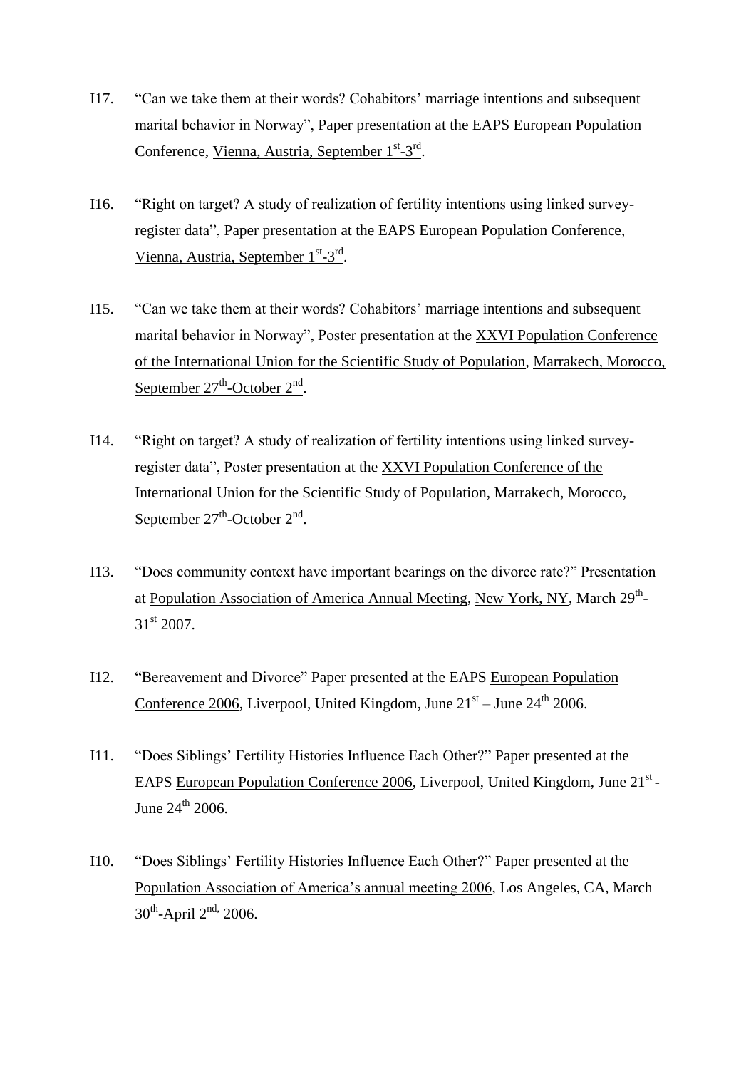I17. “Can we take them at their words? Cohabitors’ marriage intentions and subsequent marital behavior in Norway”, Paper presentation at the EAPS European Population Conference, Vienna, Austria, September 1st-3rd.

I16. “Right on target? A study of realization of fertility intentions using linked survey-register data”, Paper presentation at the EAPS European Population Conference, Vienna, Austria, September 1st-3rd.

I15. “Can we take them at their words? Cohabitors’ marriage intentions and subsequent marital behavior in Norway”, Poster presentation at the XXVI Population Conference of the International Union for the Scientific Study of Population, Marrakech, Morocco, September 27th-October 2nd.

I14. “Right on target? A study of realization of fertility intentions using linked survey-register data”, Poster presentation at the XXVI Population Conference of the International Union for the Scientific Study of Population, Marrakech, Morocco, September 27th-October 2nd.

I13. “Does community context have important bearings on the divorce rate?” Presentation at Population Association of America Annual Meeting, New York, NY, March 29th-31st 2007.

I12. “Bereavement and Divorce” Paper presented at the EAPS European Population Conference 2006, Liverpool, United Kingdom, June 21st – June 24th 2006.

I11. “Does Siblings’ Fertility Histories Influence Each Other?” Paper presented at the EAPS European Population Conference 2006, Liverpool, United Kingdom, June 21st - June 24th 2006.

I10. “Does Siblings’ Fertility Histories Influence Each Other?” Paper presented at the Population Association of America’s annual meeting 2006, Los Angeles, CA, March 30th-April 2nd, 2006.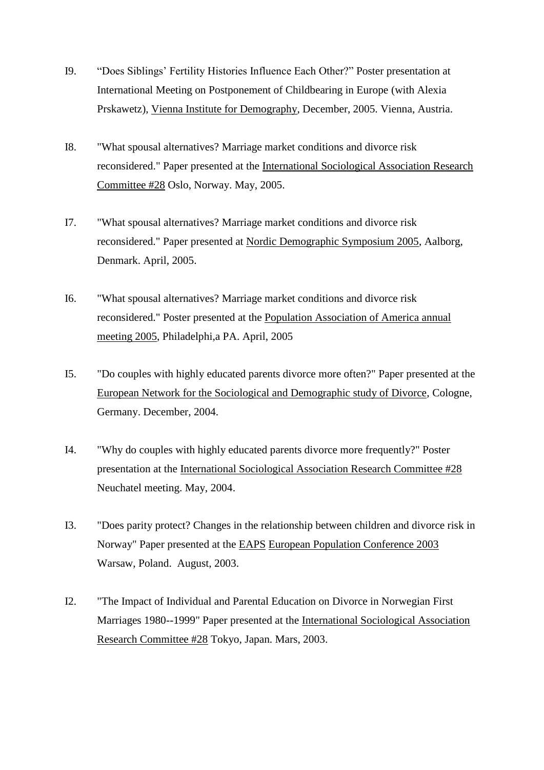I9. “Does Siblings’ Fertility Histories Influence Each Other?” Poster presentation at International Meeting on Postponement of Childbearing in Europe (with Alexia Prskawetz), Vienna Institute for Demography, December, 2005. Vienna, Austria.

I8. "What spousal alternatives? Marriage market conditions and divorce risk reconsidered." Paper presented at the International Sociological Association Research Committee #28 Oslo, Norway. May, 2005.

I7. "What spousal alternatives? Marriage market conditions and divorce risk reconsidered." Paper presented at Nordic Demographic Symposium 2005, Aalborg, Denmark. April, 2005.

I6. "What spousal alternatives? Marriage market conditions and divorce risk reconsidered." Poster presented at the Population Association of America annual meeting 2005, Philadelphi,a PA. April, 2005

I5. "Do couples with highly educated parents divorce more often?" Paper presented at the European Network for the Sociological and Demographic study of Divorce, Cologne, Germany. December, 2004.

I4. "Why do couples with highly educated parents divorce more frequently?" Poster presentation at the International Sociological Association Research Committee #28 Neuchatel meeting. May, 2004.

I3. "Does parity protect? Changes in the relationship between children and divorce risk in Norway" Paper presented at the EAPS European Population Conference 2003 Warsaw, Poland. August, 2003.

I2. "The Impact of Individual and Parental Education on Divorce in Norwegian First Marriages 1980--1999" Paper presented at the International Sociological Association Research Committee #28 Tokyo, Japan. Mars, 2003.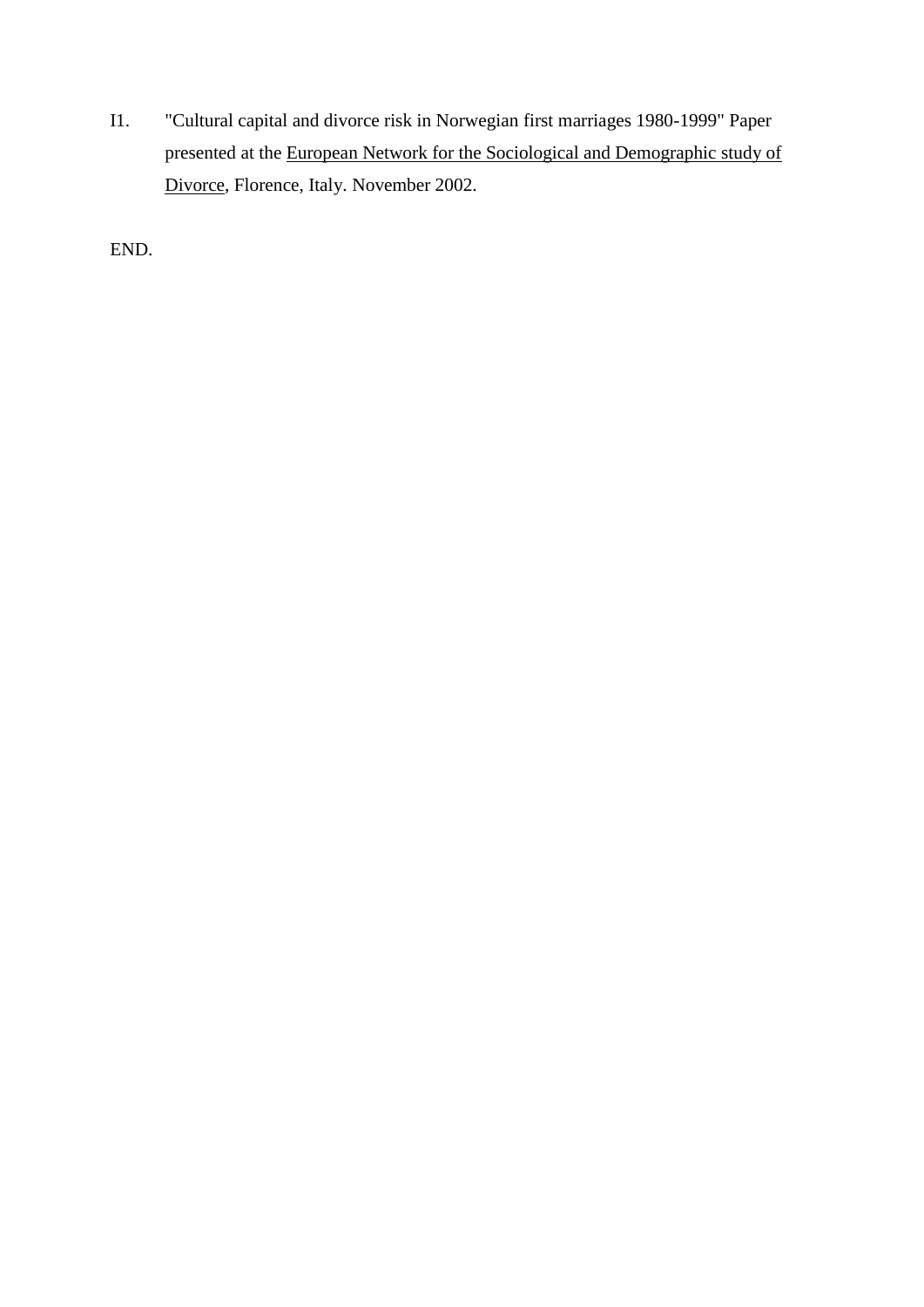I1. "Cultural capital and divorce risk in Norwegian first marriages 1980-1999" Paper presented at the European Network for the Sociological and Demographic study of Divorce, Florence, Italy. November 2002.

END.